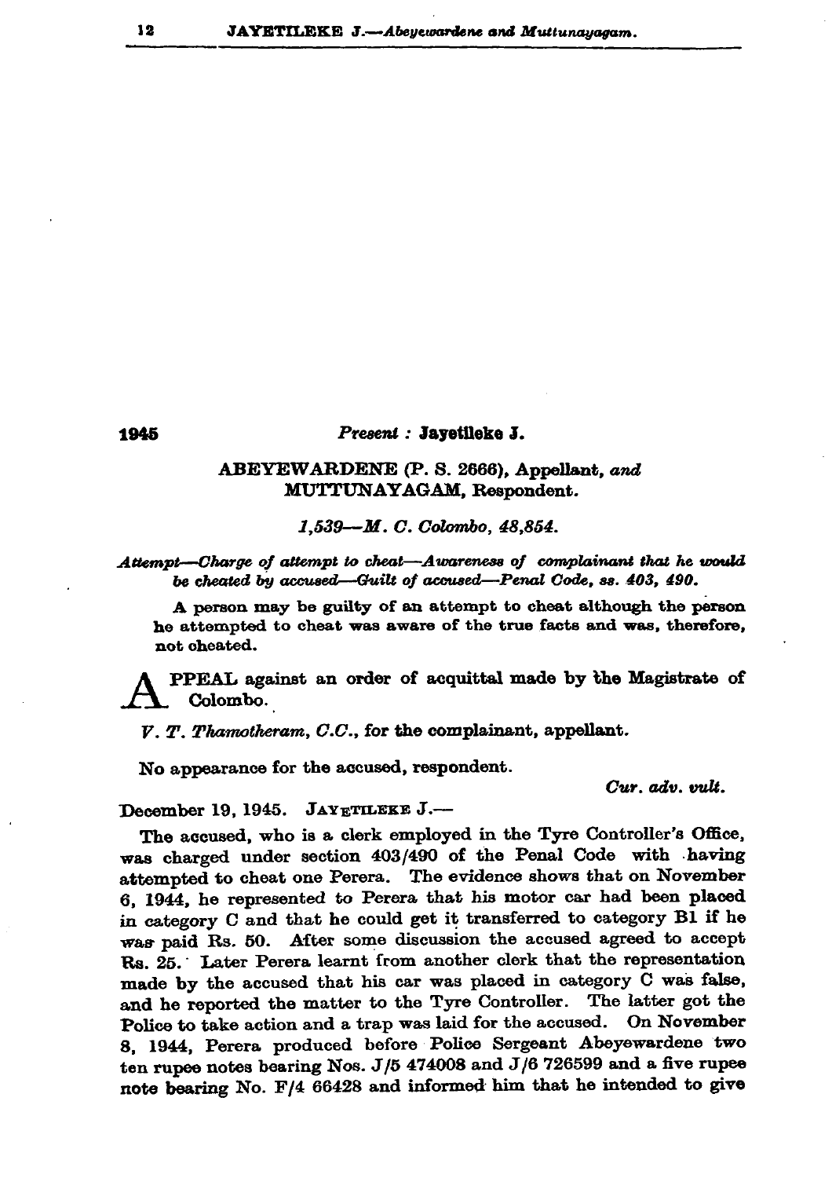1945

*Present :* **Jayetileke J.**

**ABEYEWARDENE (P. S. 2666), Appellant, *and* MUTTUNAYAGAM, Respondent.**

*1,539—M. C. Colombo, 48,854.*

***Attempt—Charge of attempt to cheat—Awareness of complainant that he would be cheated by accused—Guilt of accused—Penal Code, ss. 403, 490.***

A person may be guilty of an attempt to cheat although the person he attempted to cheat was aware of the true facts and was, therefore, not cheated.

APPEAL against an order of acquittal made by the Magistrate of Colombo.

*V. T. Thamotheram, C.C.*, for the complainant, appellant.

No appearance for the accused, respondent.

*Cur. adv. vult.*

December 19, 1945. JAYETILEKE J.—

The accused, who is a clerk employed in the Tyre Controller's Office, was charged under section 403/490 of the Penal Code with having attempted to cheat one Perera. The evidence shows that on November 6, 1944, he represented to Perera that his motor car had been placed in category C and that he could get it transferred to category B1 if he was paid Rs. 50. After some discussion the accused agreed to accept Rs. 25. Later Perera learnt from another clerk that the representation made by the accused that his car was placed in category C was false, and he reported the matter to the Tyre Controller. The latter got the Police to take action and a trap was laid for the accused. On November 8, 1944, Perera produced before Police Sergeant Abeyewardene two ten rupee notes bearing Nos. J/5 474008 and J/6 726599 and a five rupee note bearing No. F/4 66428 and informed him that he intended to give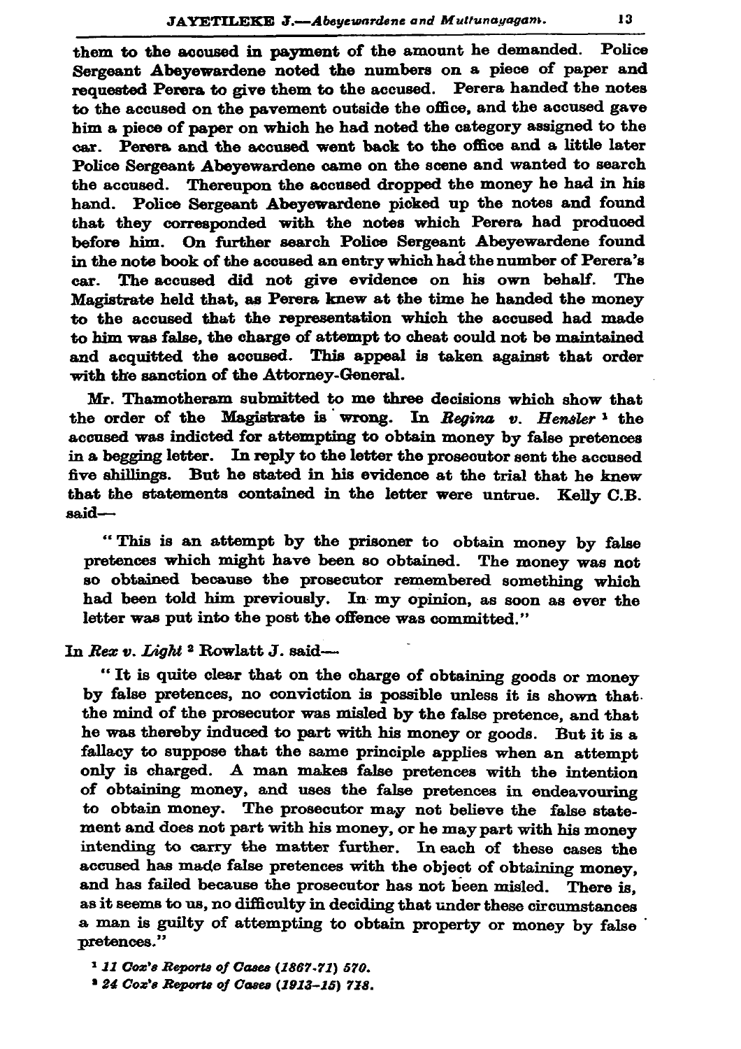them to the accused in payment of the amount he demanded. Police Sergeant Abeyewardene noted the numbers on a piece of paper and requested Perera to give them to the accused. Perera handed the notes to the accused on the pavement outside the office, and the accused gave him a piece of paper on which he had noted the category assigned to the car. Perera and the accused went back to the office and a little later Police Sergeant Abeyewardene came on the scene and wanted to search the accused. Thereupon the accused dropped the money he had in his hand. Police Sergeant Abeyewardene picked up the notes and found that they corresponded with the notes which Perera had produced before him. On further search Police Sergeant Abeyewardene found in the note book of the accused an entry which had the number of Perera's car. The accused did not give evidence on his own behalf. The Magistrate held that, as Perera knew at the time he handed the money to the accused that the representation which the accused had made to him was false, the charge of attempt to cheat could not be maintained and acquitted the accused. This appeal is taken against that order with the sanction of the Attorney-General.

Mr. Thamotheram submitted to me three decisions which show that the order of the Magistrate is wrong. In *Regina v. Hensler* [1] the accused was indicted for attempting to obtain money by false pretences in a begging letter. In reply to the letter the prosecutor sent the accused five shillings. But he stated in his evidence at the trial that he knew that the statements contained in the letter were untrue. Kelly C.B. said—

> "This is an attempt by the prisoner to obtain money by false pretences which might have been so obtained. The money was not so obtained because the prosecutor remembered something which had been told him previously. In my opinion, as soon as ever the letter was put into the post the offence was committed."

In *Rex v. Light* [2] Rowlatt J. said—

> "It is quite clear that on the charge of obtaining goods or money by false pretences, no conviction is possible unless it is shown that the mind of the prosecutor was misled by the false pretence, and that he was thereby induced to part with his money or goods. But it is a fallacy to suppose that the same principle applies when an attempt only is charged. A man makes false pretences with the intention of obtaining money, and uses the false pretences in endeavouring to obtain money. The prosecutor may not believe the false statement and does not part with his money, or he may part with his money intending to carry the matter further. In each of these cases the accused has made false pretences with the object of obtaining money, and has failed because the prosecutor has not been misled. There is, as it seems to us, no difficulty in deciding that under these circumstances a man is guilty of attempting to obtain property or money by false pretences."

[1] *11 Cox's Reports of Cases (1867-71) 570.*

[2] *24 Cox's Reports of Cases (1913-15) 718.*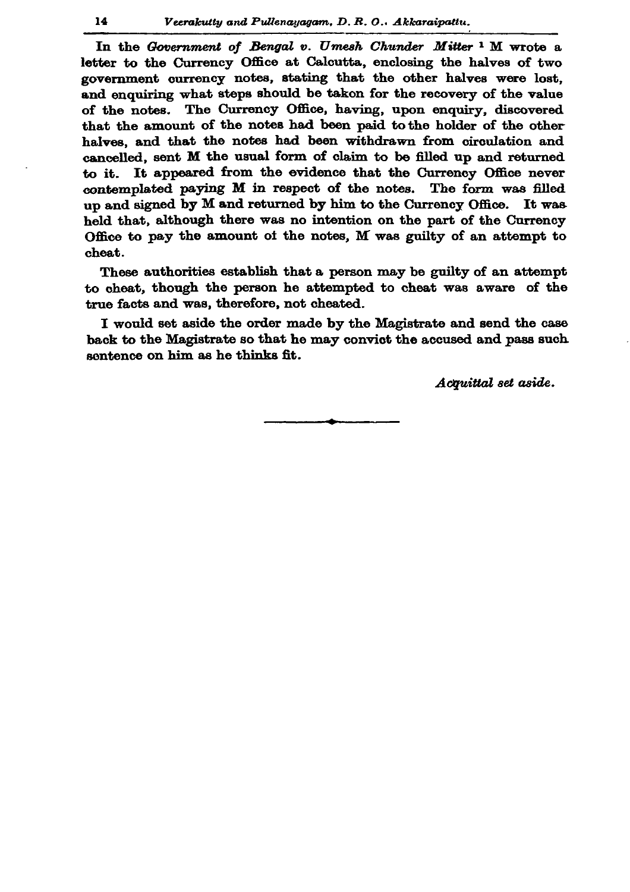In the *Government of Bengal v. Umesh Chunder Mitter* [1] M wrote a letter to the Currency Office at Calcutta, enclosing the halves of two government currency notes, stating that the other halves were lost, and enquiring what steps should be takon for the recovery of the value of the notes. The Currency Office, having, upon enquiry, discovered that the amount of the notes had been paid to the holder of the other halves, and that the notes had been withdrawn from circulation and cancelled, sent M the usual form of claim to be filled up and returned to it. It appeared from the evidence that the Currency Office never contemplated paying M in respect of the notes. The form was filled up and signed by M and returned by him to the Currency Office. It was held that, although there was no intention on the part of the Currency Office to pay the amount of the notes, M was guilty of an attempt to cheat.

These authorities establish that a person may be guilty of an attempt to cheat, though the person he attempted to cheat was aware of the true facts and was, therefore, not cheated.

I would set aside the order made by the Magistrate and send the case back to the Magistrate so that he may convict the accused and pass such sentence on him as he thinks fit.

*Acquittal set aside.*